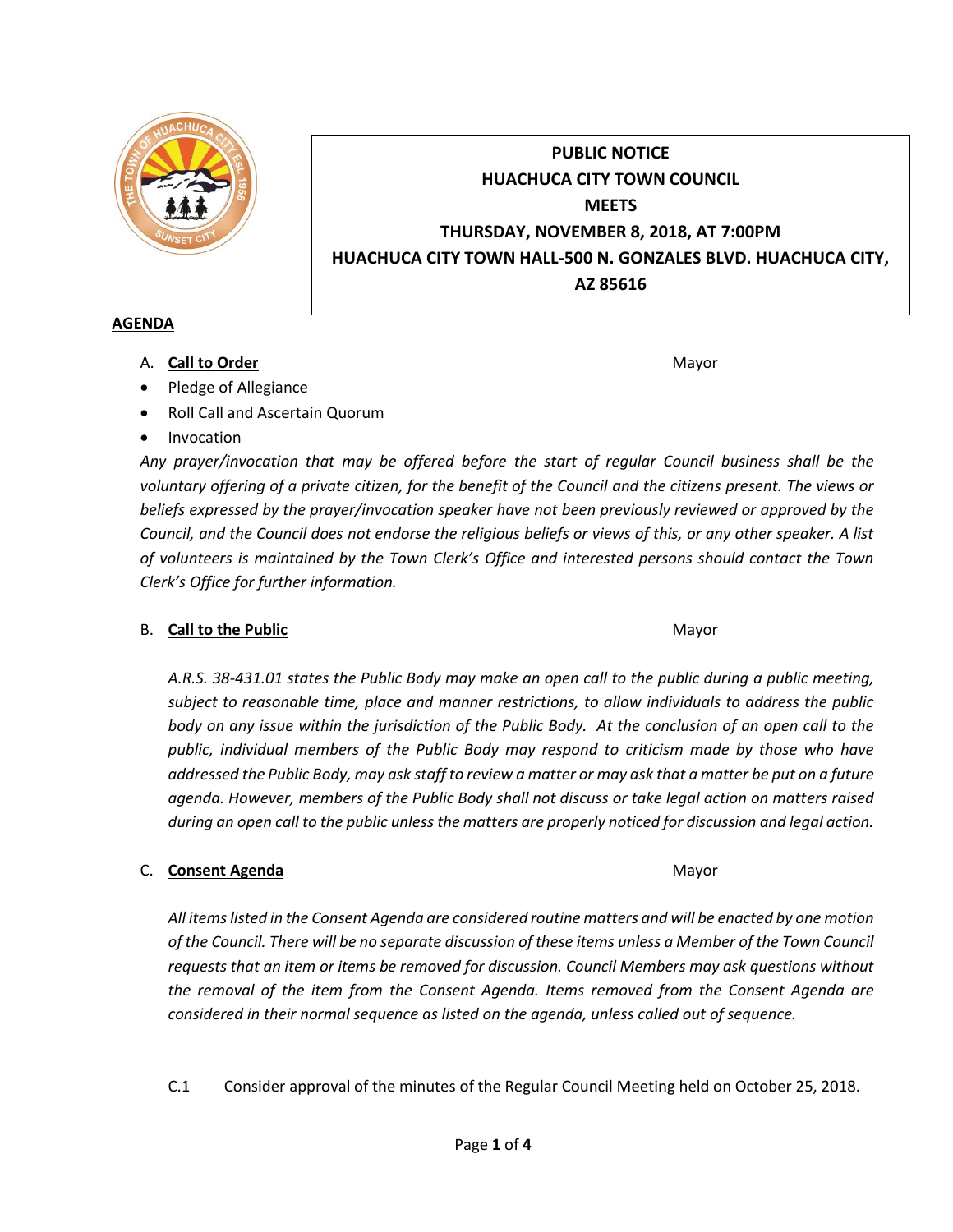**PUBLIC NOTICE**
**HUACHUCA CITY TOWN COUNCIL**
**MEETS**
**THURSDAY, NOVEMBER 8, 2018, AT 7:00PM**
**HUACHUCA CITY TOWN HALL-500 N. GONZALES BLVD. HUACHUCA CITY, AZ 85616**

## AGENDA

A. **Call to Order** Mayor

- Pledge of Allegiance
- Roll Call and Ascertain Quorum
- Invocation

*Any prayer/invocation that may be offered before the start of regular Council business shall be the voluntary offering of a private citizen, for the benefit of the Council and the citizens present. The views or beliefs expressed by the prayer/invocation speaker have not been previously reviewed or approved by the Council, and the Council does not endorse the religious beliefs or views of this, or any other speaker. A list of volunteers is maintained by the Town Clerk's Office and interested persons should contact the Town Clerk's Office for further information.*

B. **Call to the Public** Mayor

*A.R.S. 38-431.01 states the Public Body may make an open call to the public during a public meeting, subject to reasonable time, place and manner restrictions, to allow individuals to address the public body on any issue within the jurisdiction of the Public Body. At the conclusion of an open call to the public, individual members of the Public Body may respond to criticism made by those who have addressed the Public Body, may ask staff to review a matter or may ask that a matter be put on a future agenda. However, members of the Public Body shall not discuss or take legal action on matters raised during an open call to the public unless the matters are properly noticed for discussion and legal action.*

C. **Consent Agenda** Mayor

*All items listed in the Consent Agenda are considered routine matters and will be enacted by one motion of the Council. There will be no separate discussion of these items unless a Member of the Town Council requests that an item or items be removed for discussion. Council Members may ask questions without the removal of the item from the Consent Agenda. Items removed from the Consent Agenda are considered in their normal sequence as listed on the agenda, unless called out of sequence.*

C.1 Consider approval of the minutes of the Regular Council Meeting held on October 25, 2018.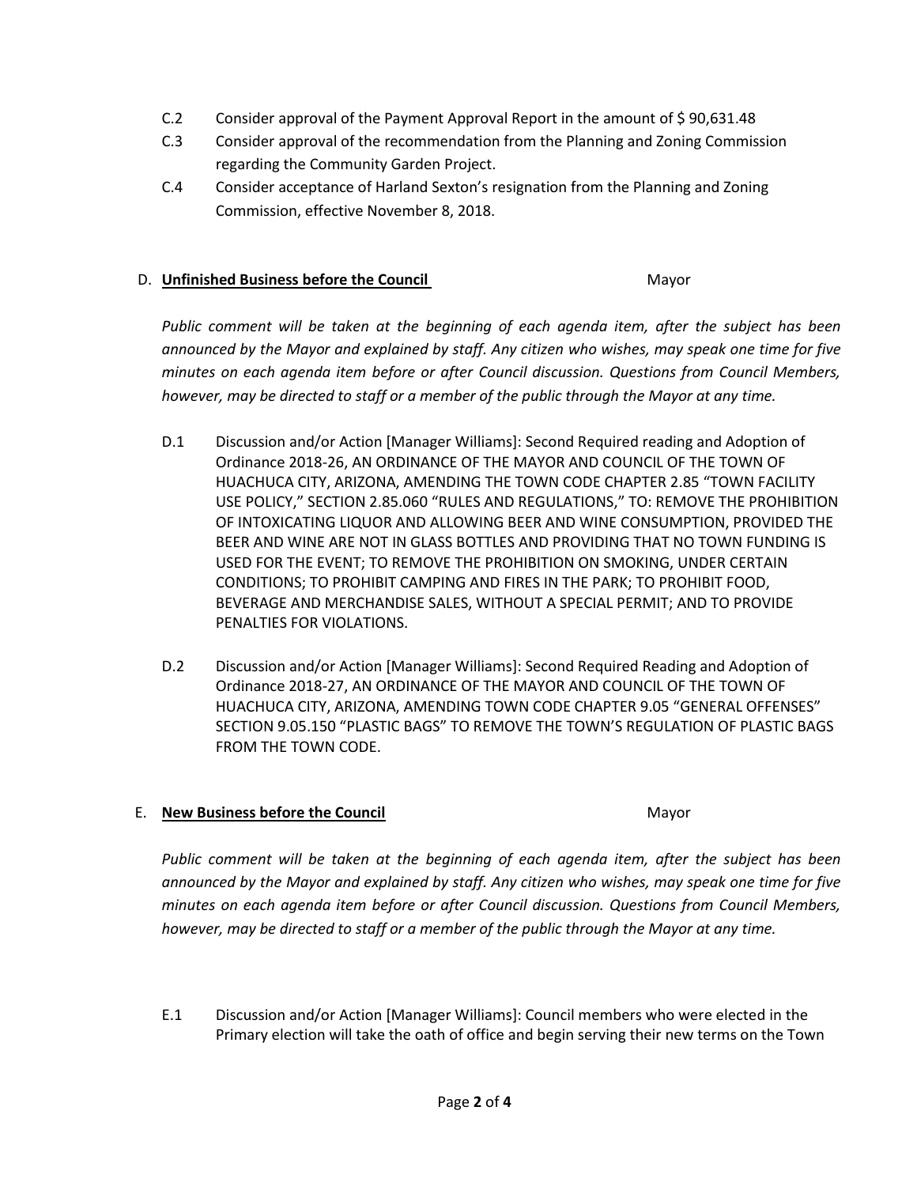C.2 Consider approval of the Payment Approval Report in the amount of $ 90,631.48

C.3 Consider approval of the recommendation from the Planning and Zoning Commission regarding the Community Garden Project.

C.4 Consider acceptance of Harland Sexton's resignation from the Planning and Zoning Commission, effective November 8, 2018.

D. **Unfinished Business before the Council** Mayor

*Public comment will be taken at the beginning of each agenda item, after the subject has been announced by the Mayor and explained by staff. Any citizen who wishes, may speak one time for five minutes on each agenda item before or after Council discussion. Questions from Council Members, however, may be directed to staff or a member of the public through the Mayor at any time.*

D.1 Discussion and/or Action [Manager Williams]: Second Required reading and Adoption of Ordinance 2018-26, AN ORDINANCE OF THE MAYOR AND COUNCIL OF THE TOWN OF HUACHUCA CITY, ARIZONA, AMENDING THE TOWN CODE CHAPTER 2.85 "TOWN FACILITY USE POLICY," SECTION 2.85.060 "RULES AND REGULATIONS," TO: REMOVE THE PROHIBITION OF INTOXICATING LIQUOR AND ALLOWING BEER AND WINE CONSUMPTION, PROVIDED THE BEER AND WINE ARE NOT IN GLASS BOTTLES AND PROVIDING THAT NO TOWN FUNDING IS USED FOR THE EVENT; TO REMOVE THE PROHIBITION ON SMOKING, UNDER CERTAIN CONDITIONS; TO PROHIBIT CAMPING AND FIRES IN THE PARK; TO PROHIBIT FOOD, BEVERAGE AND MERCHANDISE SALES, WITHOUT A SPECIAL PERMIT; AND TO PROVIDE PENALTIES FOR VIOLATIONS.

D.2 Discussion and/or Action [Manager Williams]: Second Required Reading and Adoption of Ordinance 2018-27, AN ORDINANCE OF THE MAYOR AND COUNCIL OF THE TOWN OF HUACHUCA CITY, ARIZONA, AMENDING TOWN CODE CHAPTER 9.05 "GENERAL OFFENSES" SECTION 9.05.150 "PLASTIC BAGS" TO REMOVE THE TOWN'S REGULATION OF PLASTIC BAGS FROM THE TOWN CODE.

E. **New Business before the Council** Mayor

*Public comment will be taken at the beginning of each agenda item, after the subject has been announced by the Mayor and explained by staff. Any citizen who wishes, may speak one time for five minutes on each agenda item before or after Council discussion. Questions from Council Members, however, may be directed to staff or a member of the public through the Mayor at any time.*

E.1 Discussion and/or Action [Manager Williams]: Council members who were elected in the Primary election will take the oath of office and begin serving their new terms on the Town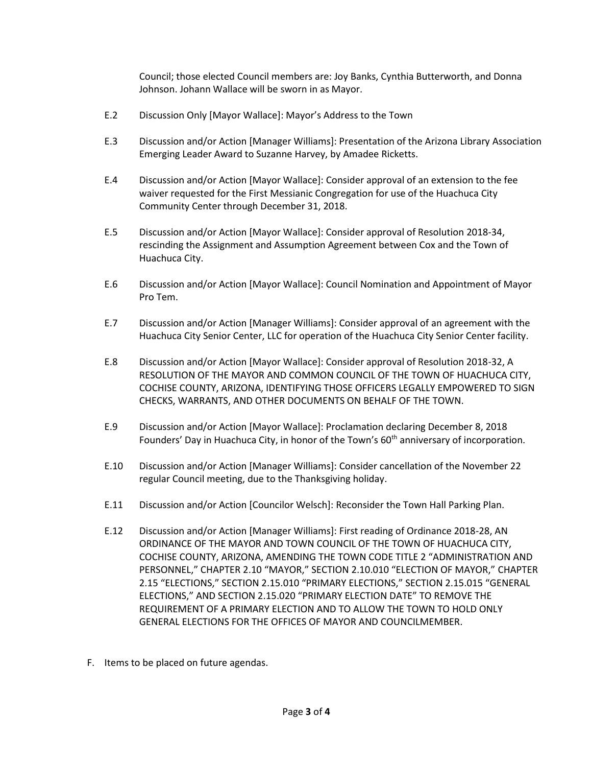Council; those elected Council members are: Joy Banks, Cynthia Butterworth, and Donna Johnson. Johann Wallace will be sworn in as Mayor.

E.2 Discussion Only [Mayor Wallace]: Mayor's Address to the Town

E.3 Discussion and/or Action [Manager Williams]: Presentation of the Arizona Library Association Emerging Leader Award to Suzanne Harvey, by Amadee Ricketts.

E.4 Discussion and/or Action [Mayor Wallace]: Consider approval of an extension to the fee waiver requested for the First Messianic Congregation for use of the Huachuca City Community Center through December 31, 2018.

E.5 Discussion and/or Action [Mayor Wallace]: Consider approval of Resolution 2018-34, rescinding the Assignment and Assumption Agreement between Cox and the Town of Huachuca City.

E.6 Discussion and/or Action [Mayor Wallace]: Council Nomination and Appointment of Mayor Pro Tem.

E.7 Discussion and/or Action [Manager Williams]: Consider approval of an agreement with the Huachuca City Senior Center, LLC for operation of the Huachuca City Senior Center facility.

E.8 Discussion and/or Action [Mayor Wallace]: Consider approval of Resolution 2018-32, A RESOLUTION OF THE MAYOR AND COMMON COUNCIL OF THE TOWN OF HUACHUCA CITY, COCHISE COUNTY, ARIZONA, IDENTIFYING THOSE OFFICERS LEGALLY EMPOWERED TO SIGN CHECKS, WARRANTS, AND OTHER DOCUMENTS ON BEHALF OF THE TOWN.

E.9 Discussion and/or Action [Mayor Wallace]: Proclamation declaring December 8, 2018 Founders' Day in Huachuca City, in honor of the Town's 60th anniversary of incorporation.

E.10 Discussion and/or Action [Manager Williams]: Consider cancellation of the November 22 regular Council meeting, due to the Thanksgiving holiday.

E.11 Discussion and/or Action [Councilor Welsch]: Reconsider the Town Hall Parking Plan.

E.12 Discussion and/or Action [Manager Williams]: First reading of Ordinance 2018-28, AN ORDINANCE OF THE MAYOR AND TOWN COUNCIL OF THE TOWN OF HUACHUCA CITY, COCHISE COUNTY, ARIZONA, AMENDING THE TOWN CODE TITLE 2 "ADMINISTRATION AND PERSONNEL," CHAPTER 2.10 "MAYOR," SECTION 2.10.010 "ELECTION OF MAYOR," CHAPTER 2.15 "ELECTIONS," SECTION 2.15.010 "PRIMARY ELECTIONS," SECTION 2.15.015 "GENERAL ELECTIONS," AND SECTION 2.15.020 "PRIMARY ELECTION DATE" TO REMOVE THE REQUIREMENT OF A PRIMARY ELECTION AND TO ALLOW THE TOWN TO HOLD ONLY GENERAL ELECTIONS FOR THE OFFICES OF MAYOR AND COUNCILMEMBER.

F. Items to be placed on future agendas.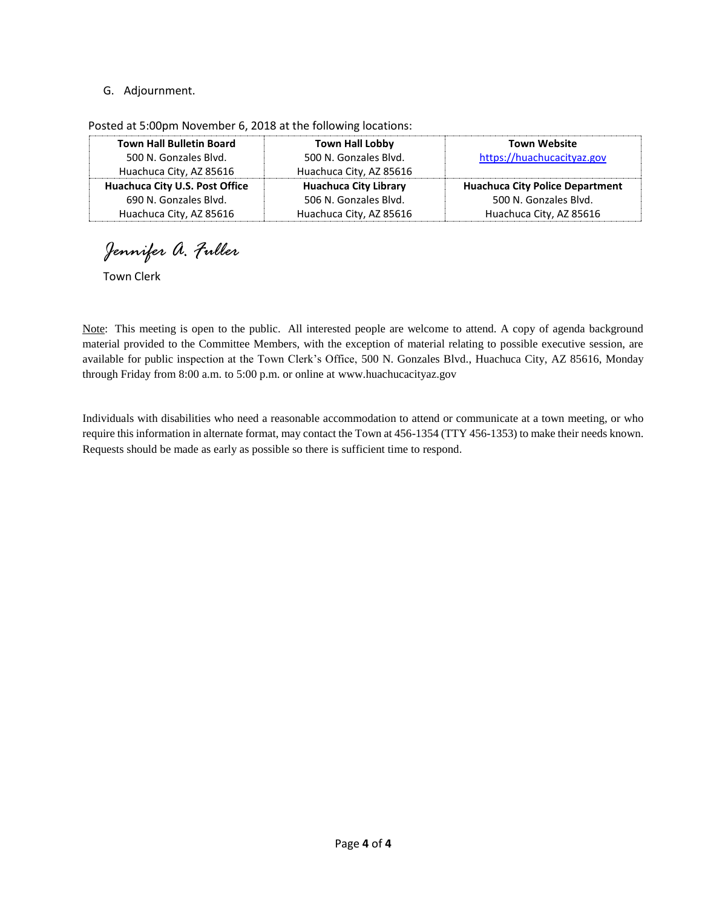G. Adjournment.

Posted at 5:00pm November 6, 2018 at the following locations:

| | | |
|---|---|---|
| **Town Hall Bulletin Board**<br>500 N. Gonzales Blvd.<br>Huachuca City, AZ 85616 | **Town Hall Lobby**<br>500 N. Gonzales Blvd.<br>Huachuca City, AZ 85616 | **Town Website**<br>https://huachucacityaz.gov |
| **Huachuca City U.S. Post Office**<br>690 N. Gonzales Blvd.<br>Huachuca City, AZ 85616 | **Huachuca City Library**<br>506 N. Gonzales Blvd.<br>Huachuca City, AZ 85616 | **Huachuca City Police Department**<br>500 N. Gonzales Blvd.<br>Huachuca City, AZ 85616 |

*Jennifer A. Fuller*

Town Clerk

Note: This meeting is open to the public. All interested people are welcome to attend. A copy of agenda background material provided to the Committee Members, with the exception of material relating to possible executive session, are available for public inspection at the Town Clerk's Office, 500 N. Gonzales Blvd., Huachuca City, AZ 85616, Monday through Friday from 8:00 a.m. to 5:00 p.m. or online at www.huachucacityaz.gov

Individuals with disabilities who need a reasonable accommodation to attend or communicate at a town meeting, or who require this information in alternate format, may contact the Town at 456-1354 (TTY 456-1353) to make their needs known. Requests should be made as early as possible so there is sufficient time to respond.